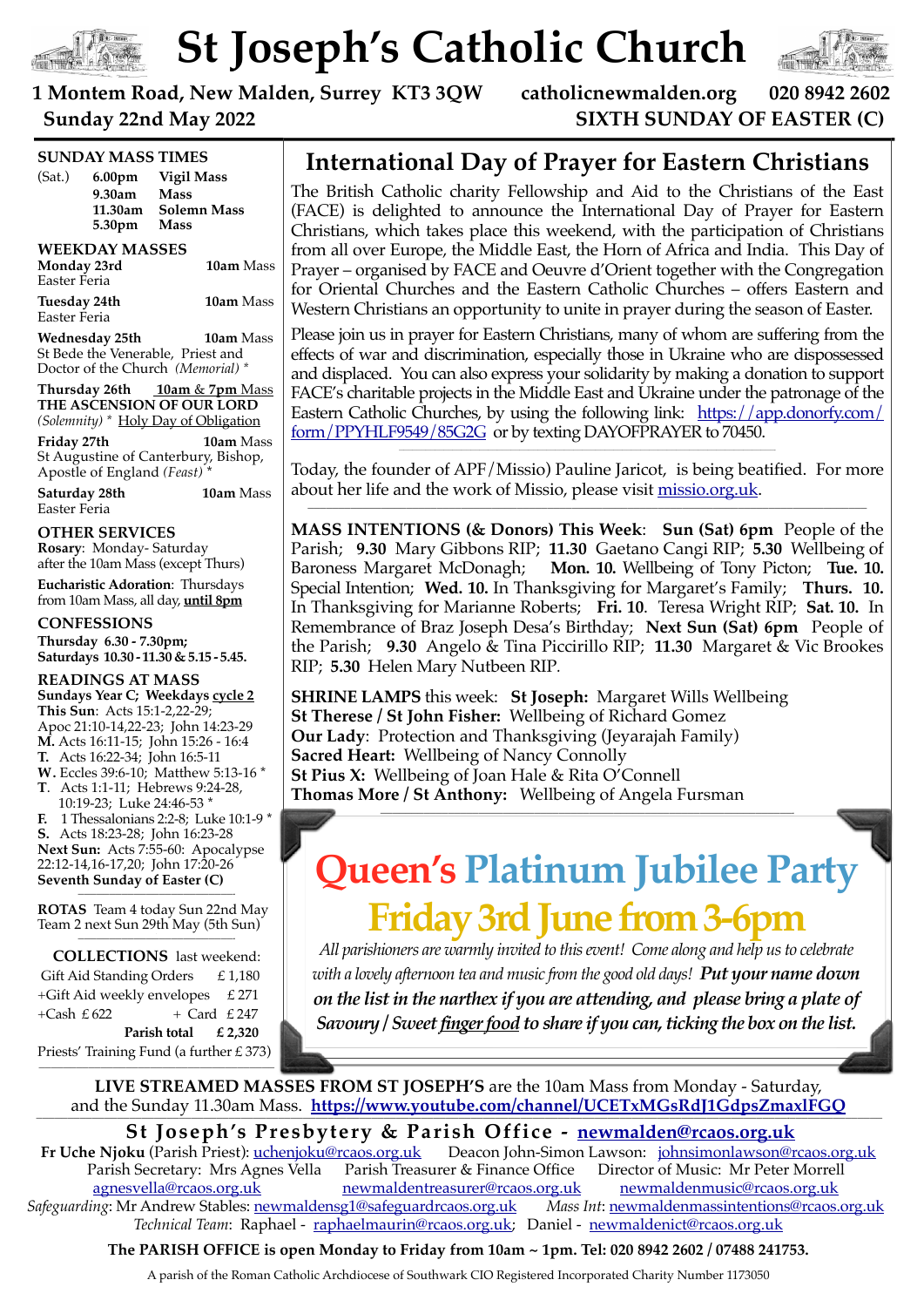# St Joseph's Catholic Church

**1 Montem Road, New Malden, Surrey KT3 3QW** **catholicnewmalden.org** **020 8942 2602**

**Sunday 22nd May 2022** **SIXTH SUNDAY OF EASTER (C)**

## SUNDAY MASS TIMES

(Sat.) **6.00pm** **Vigil Mass**
**9.30am** **Mass**
**11.30am** **Solemn Mass**
**5.30pm** **Mass**

## WEEKDAY MASSES

**Monday 23rd** — **10am** Mass
Easter Feria

**Tuesday 24th** — **10am** Mass
Easter Feria

**Wednesday 25th** — **10am** Mass
St Bede the Venerable, Priest and Doctor of the Church *(Memorial)* *

**Thursday 26th** — <u>**10am** & **7pm** Mass</u>
**THE ASCENSION OF OUR LORD**
*(Solemnity)* * <u>Holy Day of Obligation</u>

**Friday 27th** — **10am** Mass
St Augustine of Canterbury, Bishop, Apostle of England *(Feast)* *

**Saturday 28th** — **10am** Mass
Easter Feria

## OTHER SERVICES

**Rosary**: Monday- Saturday after the 10am Mass (except Thurs)

**Eucharistic Adoration**: Thursdays from 10am Mass, all day, **<u>until 8pm</u>**

## CONFESSIONS

**Thursday 6.30 - 7.30pm;**
**Saturdays 10.30 - 11.30 & 5.15 - 5.45.**

## READINGS AT MASS

**Sundays Year C; Weekdays <u>cycle 2</u>**
**This Sun**: Acts 15:1-2,22-29; Apoc 21:10-14,22-23; John 14:23-29
**M.** Acts 16:11-15; John 15:26 - 16:4
**T.** Acts 16:22-34; John 16:5-11
**W.** Eccles 39:6-10; Matthew 5:13-16 *
**T**. Acts 1:1-11; Hebrews 9:24-28, 10:19-23; Luke 24:46-53 *
**F.** 1 Thessalonians 2:2-8; Luke 10:1-9 *
**S.** Acts 18:23-28; John 16:23-28
**Next Sun:** Acts 7:55-60: Apocalypse 22:12-14,16-17,20; John 17:20-26
**Seventh Sunday of Easter (C)**

**ROTAS** Team 4 today Sun 22nd May
Team 2 next Sun 29th May (5th Sun)

**COLLECTIONS** last weekend:

| | |
|---|---|
| Gift Aid Standing Orders | £ 1,180 |
| +Gift Aid weekly envelopes | £ 271 |
| +Cash £ 622 | + Card £ 247 |
| **Parish total** | **£ 2,320** |

Priests' Training Fund (a further £ 373)

## International Day of Prayer for Eastern Christians

The British Catholic charity Fellowship and Aid to the Christians of the East (FACE) is delighted to announce the International Day of Prayer for Eastern Christians, which takes place this weekend, with the participation of Christians from all over Europe, the Middle East, the Horn of Africa and India. This Day of Prayer – organised by FACE and Oeuvre d'Orient together with the Congregation for Oriental Churches and the Eastern Catholic Churches – offers Eastern and Western Christians an opportunity to unite in prayer during the season of Easter.

Please join us in prayer for Eastern Christians, many of whom are suffering from the effects of war and discrimination, especially those in Ukraine who are dispossessed and displaced. You can also express your solidarity by making a donation to support FACE's charitable projects in the Middle East and Ukraine under the patronage of the Eastern Catholic Churches, by using the following link: https://app.donorfy.com/form/PPYHLF9549/85G2G or by texting DAYOFPRAYER to 70450.

Today, the founder of APF/Missio) Pauline Jaricot, is being beatified. For more about her life and the work of Missio, please visit missio.org.uk.

**MASS INTENTIONS (& Donors) This Week**: **Sun (Sat) 6pm** People of the Parish; **9.30** Mary Gibbons RIP; **11.30** Gaetano Cangi RIP; **5.30** Wellbeing of Baroness Margaret McDonagh; **Mon. 10.** Wellbeing of Tony Picton; **Tue. 10.** Special Intention; **Wed. 10.** In Thanksgiving for Margaret's Family; **Thurs. 10.** In Thanksgiving for Marianne Roberts; **Fri. 10**. Teresa Wright RIP; **Sat. 10.** In Remembrance of Braz Joseph Desa's Birthday; **Next Sun (Sat) 6pm** People of the Parish; **9.30** Angelo & Tina Piccirillo RIP; **11.30** Margaret & Vic Brookes RIP; **5.30** Helen Mary Nutbeen RIP.

**SHRINE LAMPS** this week: **St Joseph:** Margaret Wills Wellbeing
**St Therese / St John Fisher:** Wellbeing of Richard Gomez
**Our Lady**: Protection and Thanksgiving (Jeyarajah Family)
**Sacred Heart:** Wellbeing of Nancy Connolly
**St Pius X:** Wellbeing of Joan Hale & Rita O'Connell
**Thomas More / St Anthony:** Wellbeing of Angela Fursman

## Queen's Platinum Jubilee Party
## Friday 3rd June from 3-6pm

*All parishioners are warmly invited to this event! Come along and help us to celebrate with a lovely afternoon tea and music from the good old days!* ***Put your name down on the list in the narthex if you are attending, and please bring a plate of Savoury / Sweet <u>finger food</u> to share if you can, ticking the box on the list.***

**LIVE STREAMED MASSES FROM ST JOSEPH'S** are the 10am Mass from Monday - Saturday, and the Sunday 11.30am Mass. **https://www.youtube.com/channel/UCETxMGsRdJ1GdpsZmaxlFGQ**

## St Joseph's Presbytery & Parish Office - newmalden@rcaos.org.uk

**Fr Uche Njoku** (Parish Priest): uchenjoku@rcaos.org.uk Deacon John-Simon Lawson: johnsimonlawson@rcaos.org.uk
Parish Secretary: Mrs Agnes Vella agnesvella@rcaos.org.uk Parish Treasurer & Finance Office newmaldentreasurer@rcaos.org.uk Director of Music: Mr Peter Morrell newmaldenmusic@rcaos.org.uk
*Safeguarding*: Mr Andrew Stables: newmaldensg1@safeguardrcaos.org.uk *Mass Int*: newmaldenmassintentions@rcaos.org.uk
*Technical Team*: Raphael - raphaelmaurin@rcaos.org.uk; Daniel - newmaldenict@rcaos.org.uk

**The PARISH OFFICE is open Monday to Friday from 10am ~ 1pm. Tel: 020 8942 2602 / 07488 241753.**

A parish of the Roman Catholic Archdiocese of Southwark CIO Registered Incorporated Charity Number 1173050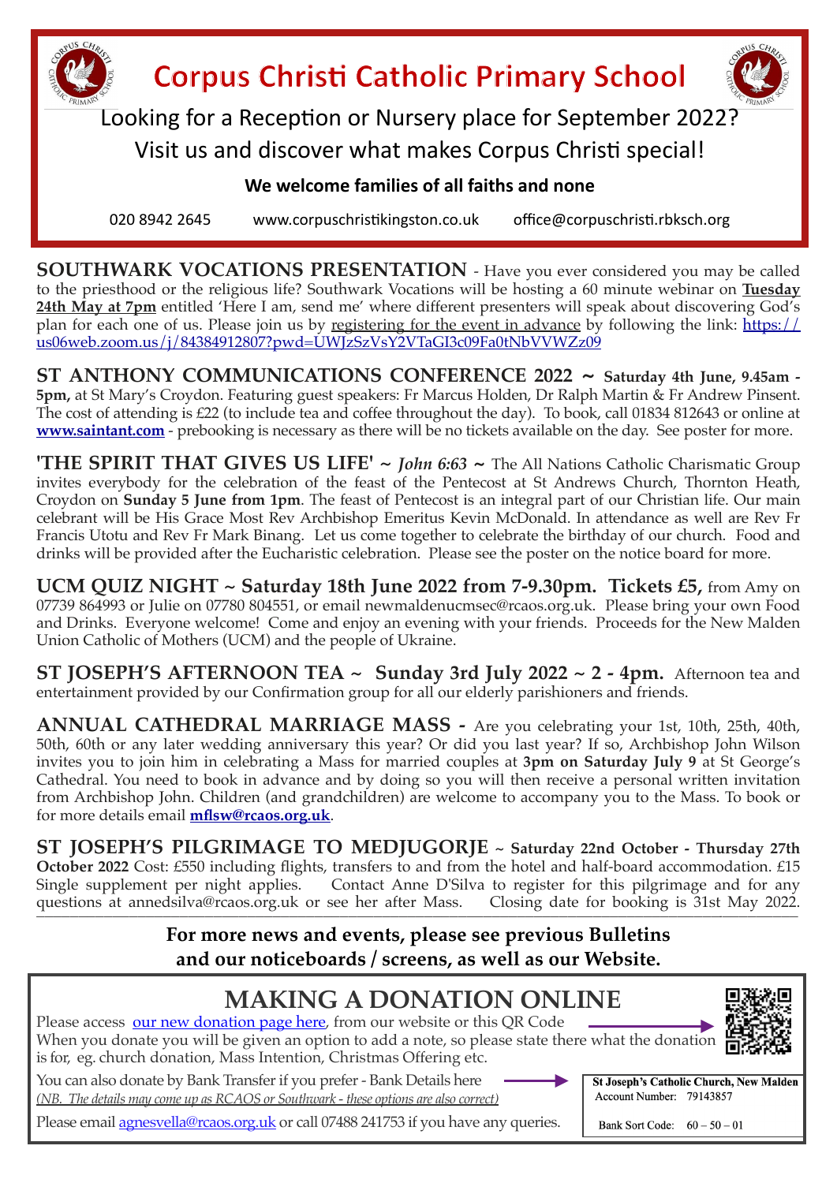# Corpus Christi Catholic Primary School

Looking for a Reception or Nursery place for September 2022?

Visit us and discover what makes Corpus Christi special!

**We welcome families of all faiths and none**

020 8942 2645 www.corpuschristikingston.co.uk office@corpuschristi.rbksch.org

**SOUTHWARK VOCATIONS PRESENTATION** - Have you ever considered you may be called to the priesthood or the religious life? Southwark Vocations will be hosting a 60 minute webinar on **Tuesday 24th May at 7pm** entitled 'Here I am, send me' where different presenters will speak about discovering God's plan for each one of us. Please join us by registering for the event in advance by following the link: https://us06web.zoom.us/j/84384912807?pwd=UWJzSzVsY2VTaGI3c09Fa0tNbVVWZz09

**ST ANTHONY COMMUNICATIONS CONFERENCE 2022 ~ Saturday 4th June, 9.45am - 5pm,** at St Mary's Croydon. Featuring guest speakers: Fr Marcus Holden, Dr Ralph Martin & Fr Andrew Pinsent. The cost of attending is £22 (to include tea and coffee throughout the day). To book, call 01834 812643 or online at **www.saintant.com** - prebooking is necessary as there will be no tickets available on the day. See poster for more.

**'THE SPIRIT THAT GIVES US LIFE' ~ *John 6:63* ~** The All Nations Catholic Charismatic Group invites everybody for the celebration of the feast of the Pentecost at St Andrews Church, Thornton Heath, Croydon on **Sunday 5 June from 1pm**. The feast of Pentecost is an integral part of our Christian life. Our main celebrant will be His Grace Most Rev Archbishop Emeritus Kevin McDonald. In attendance as well are Rev Fr Francis Utotu and Rev Fr Mark Binang. Let us come together to celebrate the birthday of our church. Food and drinks will be provided after the Eucharistic celebration. Please see the poster on the notice board for more.

**UCM QUIZ NIGHT ~ Saturday 18th June 2022 from 7-9.30pm. Tickets £5,** from Amy on 07739 864993 or Julie on 07780 804551, or email newmaldenucmsec@rcaos.org.uk. Please bring your own Food and Drinks. Everyone welcome! Come and enjoy an evening with your friends. Proceeds for the New Malden Union Catholic of Mothers (UCM) and the people of Ukraine.

**ST JOSEPH'S AFTERNOON TEA ~ Sunday 3rd July 2022 ~ 2 - 4pm.** Afternoon tea and entertainment provided by our Confirmation group for all our elderly parishioners and friends.

**ANNUAL CATHEDRAL MARRIAGE MASS -** Are you celebrating your 1st, 10th, 25th, 40th, 50th, 60th or any later wedding anniversary this year? Or did you last year? If so, Archbishop John Wilson invites you to join him in celebrating a Mass for married couples at **3pm on Saturday July 9** at St George's Cathedral. You need to book in advance and by doing so you will then receive a personal written invitation from Archbishop John. Children (and grandchildren) are welcome to accompany you to the Mass. To book or for more details email **mflsw@rcaos.org.uk**.

**ST JOSEPH'S PILGRIMAGE TO MEDJUGORJE ~ Saturday 22nd October - Thursday 27th October 2022** Cost: £550 including flights, transfers to and from the hotel and half-board accommodation. £15 Single supplement per night applies. Contact Anne D'Silva to register for this pilgrimage and for any questions at annedsilva@rcaos.org.uk or see her after Mass. Closing date for booking is 31st May 2022.

**For more news and events, please see previous Bulletins and our noticeboards / screens, as well as our Website.**

## MAKING A DONATION ONLINE

Please access our new donation page here, from our website or this QR Code

When you donate you will be given an option to add a note, so please state there what the donation is for, eg. church donation, Mass Intention, Christmas Offering etc.

You can also donate by Bank Transfer if you prefer - Bank Details here

*(NB. The details may come up as RCAOS or Southwark - these options are also correct)*

Please email agnesvella@rcaos.org.uk or call 07488 241753 if you have any queries.

**St Joseph's Catholic Church, New Malden**
Account Number: 79143857
Bank Sort Code: 60 – 50 – 01